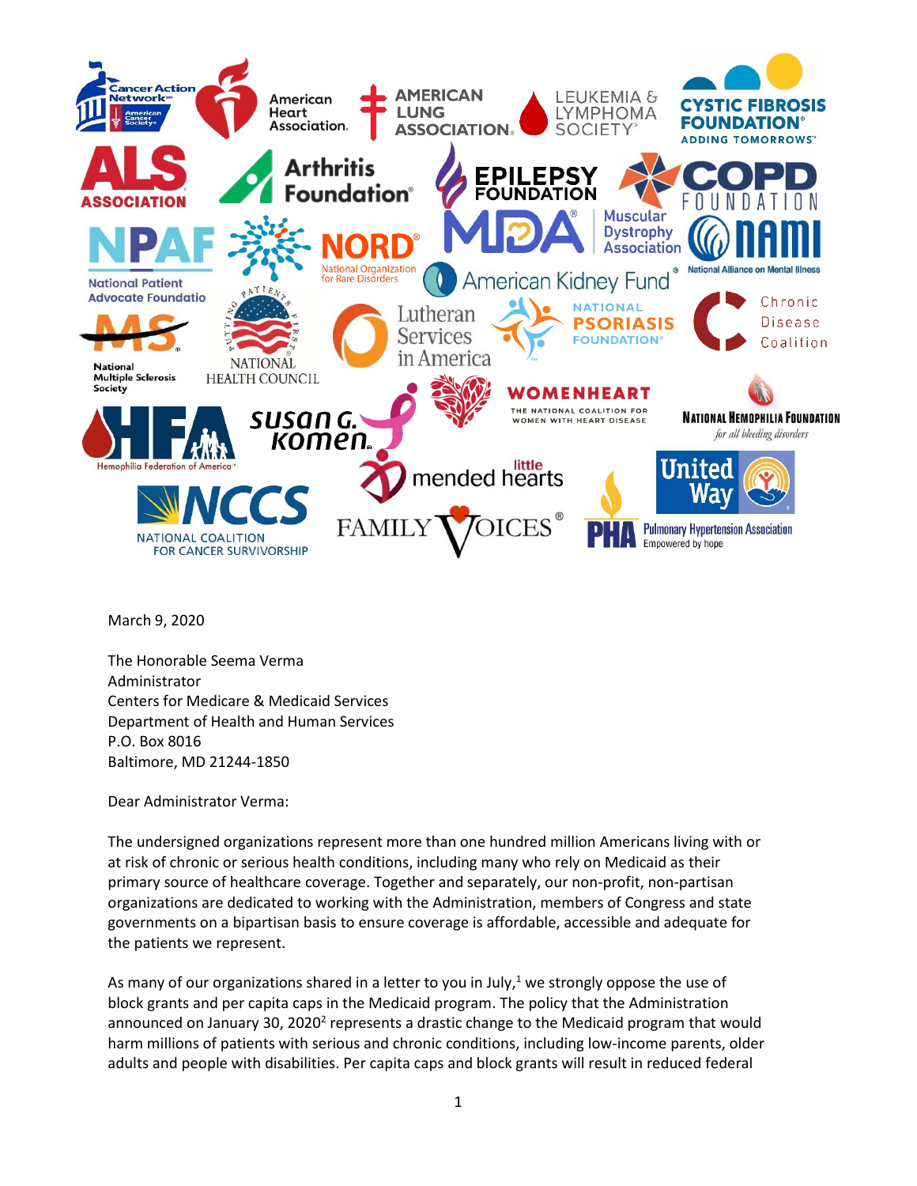March 9, 2020

The Honorable Seema Verma
Administrator
Centers for Medicare & Medicaid Services
Department of Health and Human Services
P.O. Box 8016
Baltimore, MD 21244-1850

Dear Administrator Verma:

The undersigned organizations represent more than one hundred million Americans living with or at risk of chronic or serious health conditions, including many who rely on Medicaid as their primary source of healthcare coverage. Together and separately, our non-profit, non-partisan organizations are dedicated to working with the Administration, members of Congress and state governments on a bipartisan basis to ensure coverage is affordable, accessible and adequate for the patients we represent.

As many of our organizations shared in a letter to you in July,[1] we strongly oppose the use of block grants and per capita caps in the Medicaid program. The policy that the Administration announced on January 30, 2020[2] represents a drastic change to the Medicaid program that would harm millions of patients with serious and chronic conditions, including low-income parents, older adults and people with disabilities. Per capita caps and block grants will result in reduced federal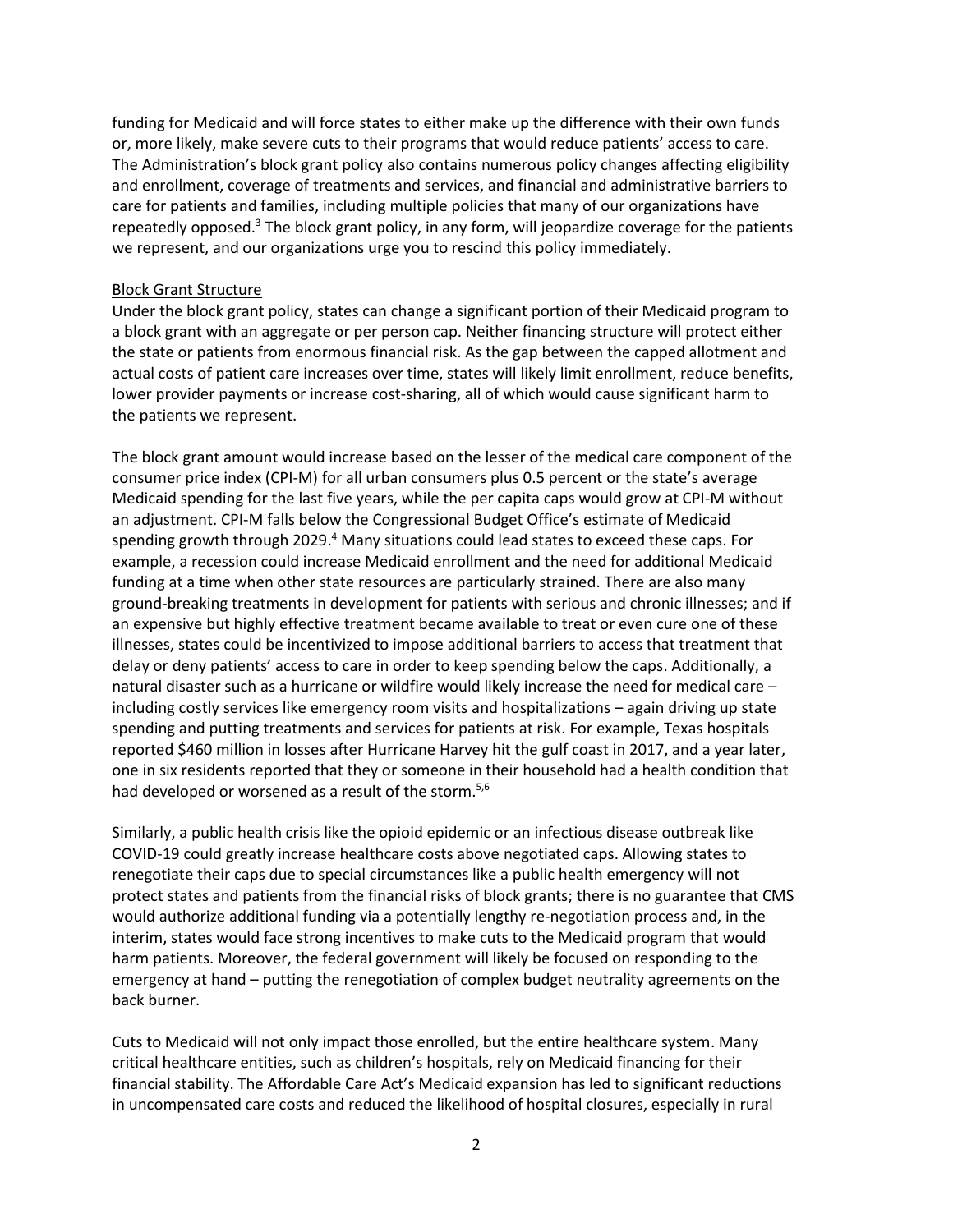funding for Medicaid and will force states to either make up the difference with their own funds or, more likely, make severe cuts to their programs that would reduce patients' access to care. The Administration's block grant policy also contains numerous policy changes affecting eligibility and enrollment, coverage of treatments and services, and financial and administrative barriers to care for patients and families, including multiple policies that many of our organizations have repeatedly opposed.[3] The block grant policy, in any form, will jeopardize coverage for the patients we represent, and our organizations urge you to rescind this policy immediately.

Block Grant Structure

Under the block grant policy, states can change a significant portion of their Medicaid program to a block grant with an aggregate or per person cap. Neither financing structure will protect either the state or patients from enormous financial risk. As the gap between the capped allotment and actual costs of patient care increases over time, states will likely limit enrollment, reduce benefits, lower provider payments or increase cost-sharing, all of which would cause significant harm to the patients we represent.

The block grant amount would increase based on the lesser of the medical care component of the consumer price index (CPI-M) for all urban consumers plus 0.5 percent or the state's average Medicaid spending for the last five years, while the per capita caps would grow at CPI-M without an adjustment. CPI-M falls below the Congressional Budget Office's estimate of Medicaid spending growth through 2029.[4] Many situations could lead states to exceed these caps. For example, a recession could increase Medicaid enrollment and the need for additional Medicaid funding at a time when other state resources are particularly strained. There are also many ground-breaking treatments in development for patients with serious and chronic illnesses; and if an expensive but highly effective treatment became available to treat or even cure one of these illnesses, states could be incentivized to impose additional barriers to access that treatment that delay or deny patients' access to care in order to keep spending below the caps. Additionally, a natural disaster such as a hurricane or wildfire would likely increase the need for medical care – including costly services like emergency room visits and hospitalizations – again driving up state spending and putting treatments and services for patients at risk. For example, Texas hospitals reported $460 million in losses after Hurricane Harvey hit the gulf coast in 2017, and a year later, one in six residents reported that they or someone in their household had a health condition that had developed or worsened as a result of the storm.[5,6]

Similarly, a public health crisis like the opioid epidemic or an infectious disease outbreak like COVID-19 could greatly increase healthcare costs above negotiated caps. Allowing states to renegotiate their caps due to special circumstances like a public health emergency will not protect states and patients from the financial risks of block grants; there is no guarantee that CMS would authorize additional funding via a potentially lengthy re-negotiation process and, in the interim, states would face strong incentives to make cuts to the Medicaid program that would harm patients. Moreover, the federal government will likely be focused on responding to the emergency at hand – putting the renegotiation of complex budget neutrality agreements on the back burner.

Cuts to Medicaid will not only impact those enrolled, but the entire healthcare system. Many critical healthcare entities, such as children's hospitals, rely on Medicaid financing for their financial stability. The Affordable Care Act's Medicaid expansion has led to significant reductions in uncompensated care costs and reduced the likelihood of hospital closures, especially in rural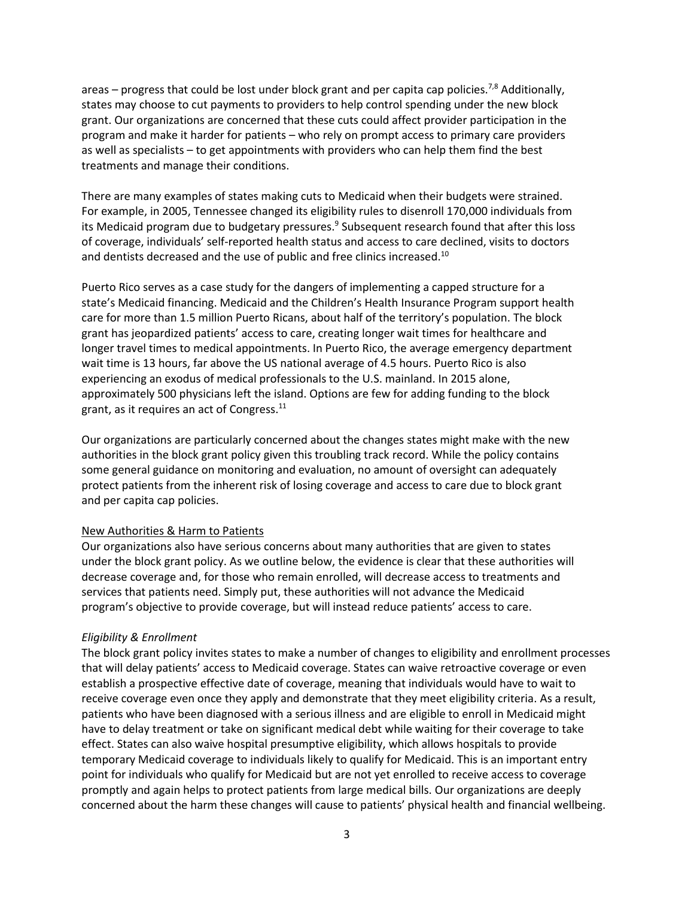areas – progress that could be lost under block grant and per capita cap policies.[7,8] Additionally, states may choose to cut payments to providers to help control spending under the new block grant. Our organizations are concerned that these cuts could affect provider participation in the program and make it harder for patients – who rely on prompt access to primary care providers as well as specialists – to get appointments with providers who can help them find the best treatments and manage their conditions.

There are many examples of states making cuts to Medicaid when their budgets were strained. For example, in 2005, Tennessee changed its eligibility rules to disenroll 170,000 individuals from its Medicaid program due to budgetary pressures.[9] Subsequent research found that after this loss of coverage, individuals' self-reported health status and access to care declined, visits to doctors and dentists decreased and the use of public and free clinics increased.[10]

Puerto Rico serves as a case study for the dangers of implementing a capped structure for a state's Medicaid financing. Medicaid and the Children's Health Insurance Program support health care for more than 1.5 million Puerto Ricans, about half of the territory's population. The block grant has jeopardized patients' access to care, creating longer wait times for healthcare and longer travel times to medical appointments. In Puerto Rico, the average emergency department wait time is 13 hours, far above the US national average of 4.5 hours. Puerto Rico is also experiencing an exodus of medical professionals to the U.S. mainland. In 2015 alone, approximately 500 physicians left the island. Options are few for adding funding to the block grant, as it requires an act of Congress.[11]

Our organizations are particularly concerned about the changes states might make with the new authorities in the block grant policy given this troubling track record. While the policy contains some general guidance on monitoring and evaluation, no amount of oversight can adequately protect patients from the inherent risk of losing coverage and access to care due to block grant and per capita cap policies.

<u>New Authorities & Harm to Patients</u>

Our organizations also have serious concerns about many authorities that are given to states under the block grant policy. As we outline below, the evidence is clear that these authorities will decrease coverage and, for those who remain enrolled, will decrease access to treatments and services that patients need. Simply put, these authorities will not advance the Medicaid program's objective to provide coverage, but will instead reduce patients' access to care.

*Eligibility & Enrollment*

The block grant policy invites states to make a number of changes to eligibility and enrollment processes that will delay patients' access to Medicaid coverage. States can waive retroactive coverage or even establish a prospective effective date of coverage, meaning that individuals would have to wait to receive coverage even once they apply and demonstrate that they meet eligibility criteria. As a result, patients who have been diagnosed with a serious illness and are eligible to enroll in Medicaid might have to delay treatment or take on significant medical debt while waiting for their coverage to take effect. States can also waive hospital presumptive eligibility, which allows hospitals to provide temporary Medicaid coverage to individuals likely to qualify for Medicaid. This is an important entry point for individuals who qualify for Medicaid but are not yet enrolled to receive access to coverage promptly and again helps to protect patients from large medical bills. Our organizations are deeply concerned about the harm these changes will cause to patients' physical health and financial wellbeing.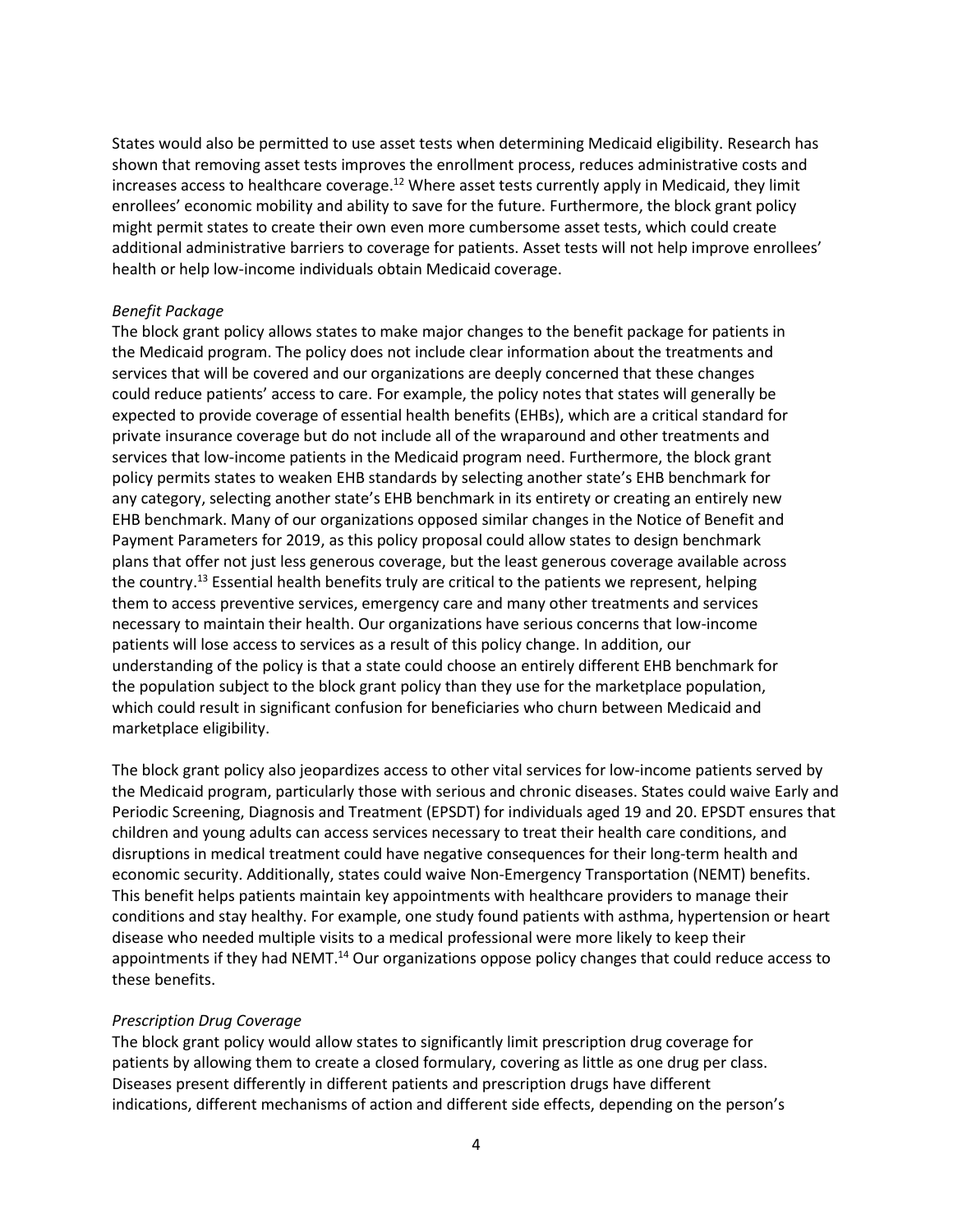States would also be permitted to use asset tests when determining Medicaid eligibility. Research has shown that removing asset tests improves the enrollment process, reduces administrative costs and increases access to healthcare coverage.[12] Where asset tests currently apply in Medicaid, they limit enrollees' economic mobility and ability to save for the future. Furthermore, the block grant policy might permit states to create their own even more cumbersome asset tests, which could create additional administrative barriers to coverage for patients. Asset tests will not help improve enrollees' health or help low-income individuals obtain Medicaid coverage.

*Benefit Package*

The block grant policy allows states to make major changes to the benefit package for patients in the Medicaid program. The policy does not include clear information about the treatments and services that will be covered and our organizations are deeply concerned that these changes could reduce patients' access to care. For example, the policy notes that states will generally be expected to provide coverage of essential health benefits (EHBs), which are a critical standard for private insurance coverage but do not include all of the wraparound and other treatments and services that low-income patients in the Medicaid program need. Furthermore, the block grant policy permits states to weaken EHB standards by selecting another state's EHB benchmark for any category, selecting another state's EHB benchmark in its entirety or creating an entirely new EHB benchmark. Many of our organizations opposed similar changes in the Notice of Benefit and Payment Parameters for 2019, as this policy proposal could allow states to design benchmark plans that offer not just less generous coverage, but the least generous coverage available across the country.[13] Essential health benefits truly are critical to the patients we represent, helping them to access preventive services, emergency care and many other treatments and services necessary to maintain their health. Our organizations have serious concerns that low-income patients will lose access to services as a result of this policy change. In addition, our understanding of the policy is that a state could choose an entirely different EHB benchmark for the population subject to the block grant policy than they use for the marketplace population, which could result in significant confusion for beneficiaries who churn between Medicaid and marketplace eligibility.

The block grant policy also jeopardizes access to other vital services for low-income patients served by the Medicaid program, particularly those with serious and chronic diseases. States could waive Early and Periodic Screening, Diagnosis and Treatment (EPSDT) for individuals aged 19 and 20. EPSDT ensures that children and young adults can access services necessary to treat their health care conditions, and disruptions in medical treatment could have negative consequences for their long-term health and economic security. Additionally, states could waive Non-Emergency Transportation (NEMT) benefits. This benefit helps patients maintain key appointments with healthcare providers to manage their conditions and stay healthy. For example, one study found patients with asthma, hypertension or heart disease who needed multiple visits to a medical professional were more likely to keep their appointments if they had NEMT.[14] Our organizations oppose policy changes that could reduce access to these benefits.

*Prescription Drug Coverage*

The block grant policy would allow states to significantly limit prescription drug coverage for patients by allowing them to create a closed formulary, covering as little as one drug per class. Diseases present differently in different patients and prescription drugs have different indications, different mechanisms of action and different side effects, depending on the person's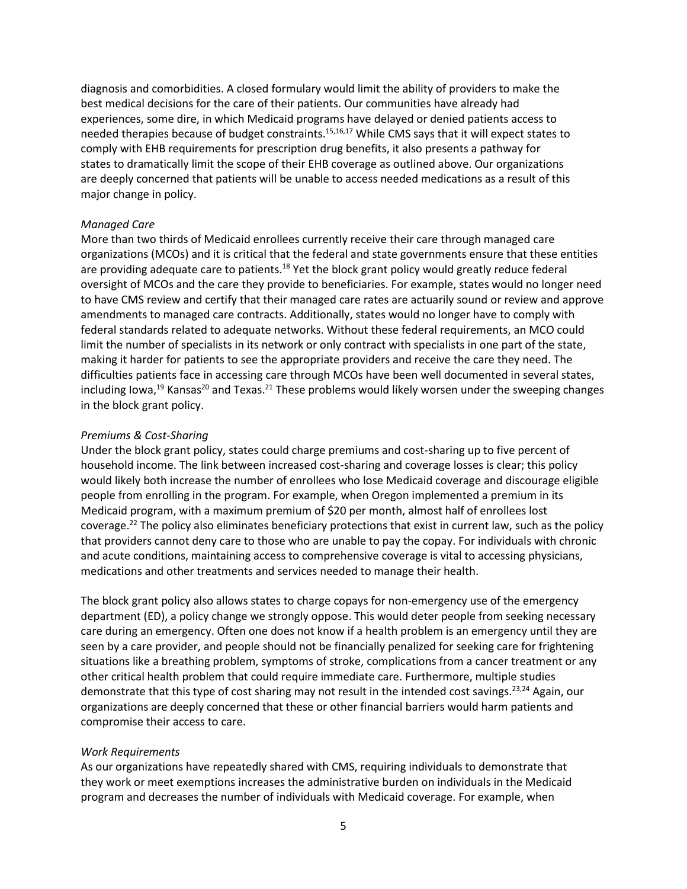diagnosis and comorbidities. A closed formulary would limit the ability of providers to make the best medical decisions for the care of their patients. Our communities have already had experiences, some dire, in which Medicaid programs have delayed or denied patients access to needed therapies because of budget constraints.[15,16,17] While CMS says that it will expect states to comply with EHB requirements for prescription drug benefits, it also presents a pathway for states to dramatically limit the scope of their EHB coverage as outlined above. Our organizations are deeply concerned that patients will be unable to access needed medications as a result of this major change in policy.

*Managed Care*

More than two thirds of Medicaid enrollees currently receive their care through managed care organizations (MCOs) and it is critical that the federal and state governments ensure that these entities are providing adequate care to patients.[18] Yet the block grant policy would greatly reduce federal oversight of MCOs and the care they provide to beneficiaries. For example, states would no longer need to have CMS review and certify that their managed care rates are actuarily sound or review and approve amendments to managed care contracts. Additionally, states would no longer have to comply with federal standards related to adequate networks. Without these federal requirements, an MCO could limit the number of specialists in its network or only contract with specialists in one part of the state, making it harder for patients to see the appropriate providers and receive the care they need. The difficulties patients face in accessing care through MCOs have been well documented in several states, including Iowa,[19] Kansas[20] and Texas.[21] These problems would likely worsen under the sweeping changes in the block grant policy.

*Premiums & Cost-Sharing*

Under the block grant policy, states could charge premiums and cost-sharing up to five percent of household income. The link between increased cost-sharing and coverage losses is clear; this policy would likely both increase the number of enrollees who lose Medicaid coverage and discourage eligible people from enrolling in the program. For example, when Oregon implemented a premium in its Medicaid program, with a maximum premium of $20 per month, almost half of enrollees lost coverage.[22] The policy also eliminates beneficiary protections that exist in current law, such as the policy that providers cannot deny care to those who are unable to pay the copay. For individuals with chronic and acute conditions, maintaining access to comprehensive coverage is vital to accessing physicians, medications and other treatments and services needed to manage their health.

The block grant policy also allows states to charge copays for non-emergency use of the emergency department (ED), a policy change we strongly oppose. This would deter people from seeking necessary care during an emergency. Often one does not know if a health problem is an emergency until they are seen by a care provider, and people should not be financially penalized for seeking care for frightening situations like a breathing problem, symptoms of stroke, complications from a cancer treatment or any other critical health problem that could require immediate care. Furthermore, multiple studies demonstrate that this type of cost sharing may not result in the intended cost savings.[23,24] Again, our organizations are deeply concerned that these or other financial barriers would harm patients and compromise their access to care.

*Work Requirements*

As our organizations have repeatedly shared with CMS, requiring individuals to demonstrate that they work or meet exemptions increases the administrative burden on individuals in the Medicaid program and decreases the number of individuals with Medicaid coverage. For example, when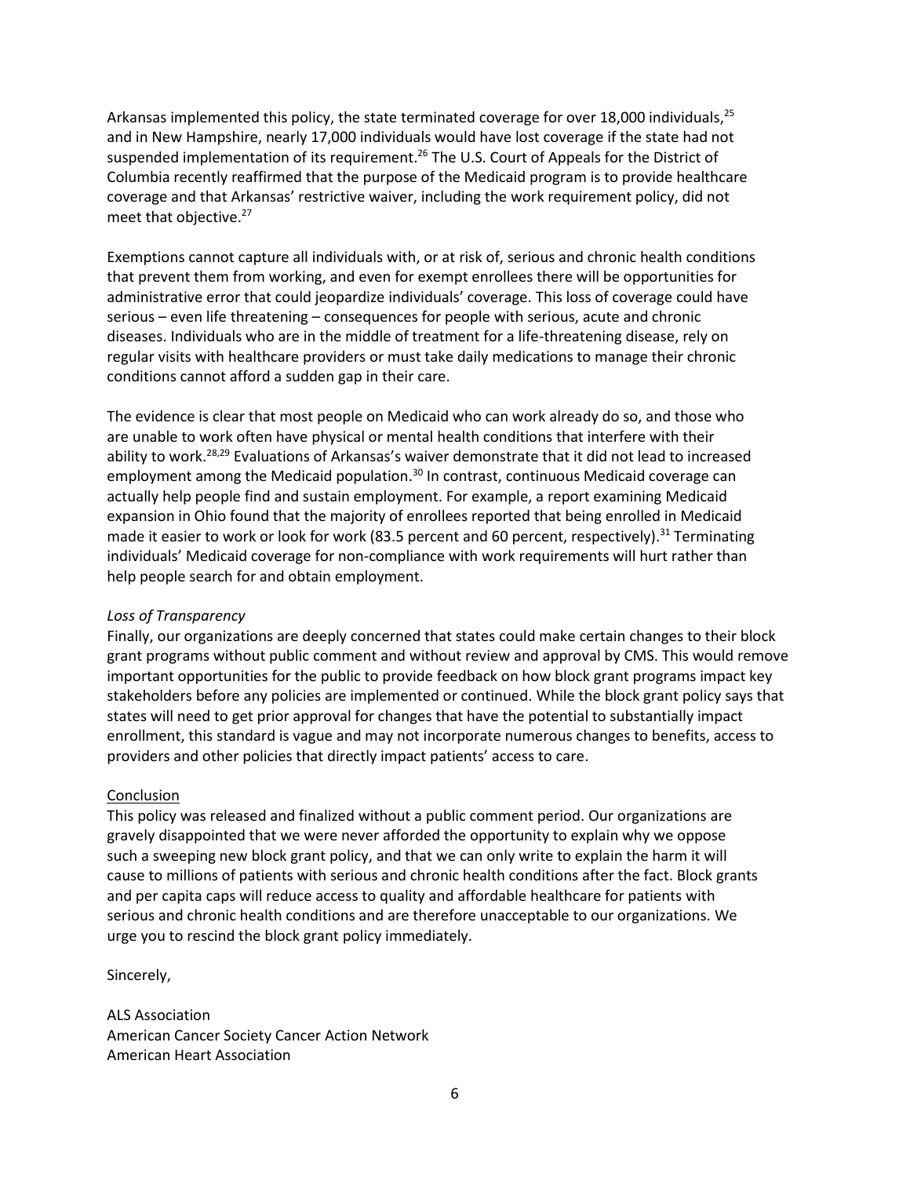Arkansas implemented this policy, the state terminated coverage for over 18,000 individuals,[25] and in New Hampshire, nearly 17,000 individuals would have lost coverage if the state had not suspended implementation of its requirement.[26] The U.S. Court of Appeals for the District of Columbia recently reaffirmed that the purpose of the Medicaid program is to provide healthcare coverage and that Arkansas' restrictive waiver, including the work requirement policy, did not meet that objective.[27]

Exemptions cannot capture all individuals with, or at risk of, serious and chronic health conditions that prevent them from working, and even for exempt enrollees there will be opportunities for administrative error that could jeopardize individuals' coverage. This loss of coverage could have serious – even life threatening – consequences for people with serious, acute and chronic diseases. Individuals who are in the middle of treatment for a life-threatening disease, rely on regular visits with healthcare providers or must take daily medications to manage their chronic conditions cannot afford a sudden gap in their care.

The evidence is clear that most people on Medicaid who can work already do so, and those who are unable to work often have physical or mental health conditions that interfere with their ability to work.[28,29] Evaluations of Arkansas's waiver demonstrate that it did not lead to increased employment among the Medicaid population.[30] In contrast, continuous Medicaid coverage can actually help people find and sustain employment. For example, a report examining Medicaid expansion in Ohio found that the majority of enrollees reported that being enrolled in Medicaid made it easier to work or look for work (83.5 percent and 60 percent, respectively).[31] Terminating individuals' Medicaid coverage for non-compliance with work requirements will hurt rather than help people search for and obtain employment.

*Loss of Transparency*

Finally, our organizations are deeply concerned that states could make certain changes to their block grant programs without public comment and without review and approval by CMS. This would remove important opportunities for the public to provide feedback on how block grant programs impact key stakeholders before any policies are implemented or continued. While the block grant policy says that states will need to get prior approval for changes that have the potential to substantially impact enrollment, this standard is vague and may not incorporate numerous changes to benefits, access to providers and other policies that directly impact patients' access to care.

<u>Conclusion</u>

This policy was released and finalized without a public comment period. Our organizations are gravely disappointed that we were never afforded the opportunity to explain why we oppose such a sweeping new block grant policy, and that we can only write to explain the harm it will cause to millions of patients with serious and chronic health conditions after the fact. Block grants and per capita caps will reduce access to quality and affordable healthcare for patients with serious and chronic health conditions and are therefore unacceptable to our organizations. We urge you to rescind the block grant policy immediately.

Sincerely,

ALS Association
American Cancer Society Cancer Action Network
American Heart Association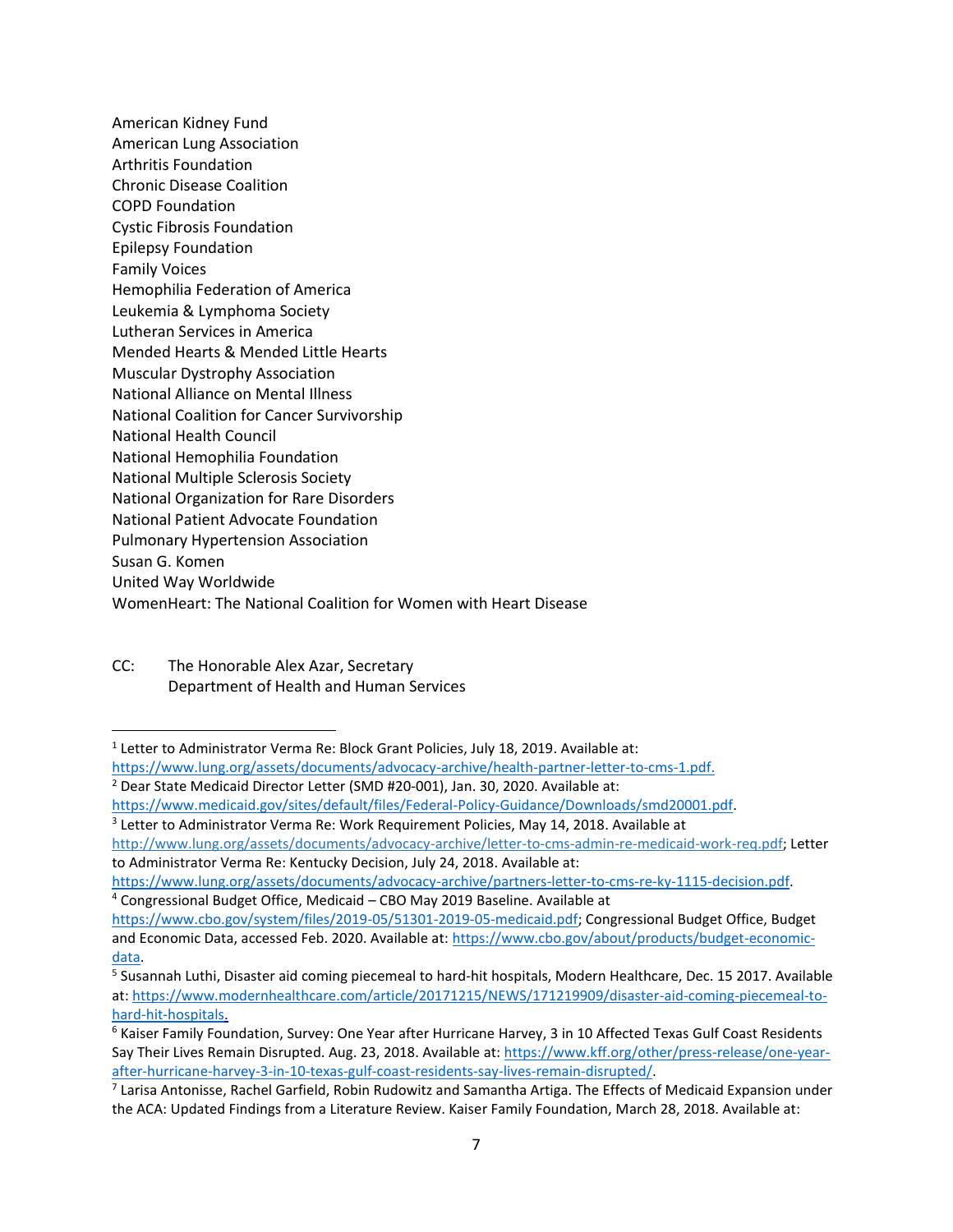American Kidney Fund
American Lung Association
Arthritis Foundation
Chronic Disease Coalition
COPD Foundation
Cystic Fibrosis Foundation
Epilepsy Foundation
Family Voices
Hemophilia Federation of America
Leukemia & Lymphoma Society
Lutheran Services in America
Mended Hearts & Mended Little Hearts
Muscular Dystrophy Association
National Alliance on Mental Illness
National Coalition for Cancer Survivorship
National Health Council
National Hemophilia Foundation
National Multiple Sclerosis Society
National Organization for Rare Disorders
National Patient Advocate Foundation
Pulmonary Hypertension Association
Susan G. Komen
United Way Worldwide
WomenHeart: The National Coalition for Women with Heart Disease

CC: The Honorable Alex Azar, Secretary
Department of Health and Human Services

---

[1] Letter to Administrator Verma Re: Block Grant Policies, July 18, 2019. Available at: https://www.lung.org/assets/documents/advocacy-archive/health-partner-letter-to-cms-1.pdf.

[2] Dear State Medicaid Director Letter (SMD #20-001), Jan. 30, 2020. Available at: https://www.medicaid.gov/sites/default/files/Federal-Policy-Guidance/Downloads/smd20001.pdf.

[3] Letter to Administrator Verma Re: Work Requirement Policies, May 14, 2018. Available at http://www.lung.org/assets/documents/advocacy-archive/letter-to-cms-admin-re-medicaid-work-req.pdf; Letter to Administrator Verma Re: Kentucky Decision, July 24, 2018. Available at: https://www.lung.org/assets/documents/advocacy-archive/partners-letter-to-cms-re-ky-1115-decision.pdf.

[4] Congressional Budget Office, Medicaid – CBO May 2019 Baseline. Available at https://www.cbo.gov/system/files/2019-05/51301-2019-05-medicaid.pdf; Congressional Budget Office, Budget and Economic Data, accessed Feb. 2020. Available at: https://www.cbo.gov/about/products/budget-economic-data.

[5] Susannah Luthi, Disaster aid coming piecemeal to hard-hit hospitals, Modern Healthcare, Dec. 15 2017. Available at: https://www.modernhealthcare.com/article/20171215/NEWS/171219909/disaster-aid-coming-piecemeal-to-hard-hit-hospitals.

[6] Kaiser Family Foundation, Survey: One Year after Hurricane Harvey, 3 in 10 Affected Texas Gulf Coast Residents Say Their Lives Remain Disrupted. Aug. 23, 2018. Available at: https://www.kff.org/other/press-release/one-year-after-hurricane-harvey-3-in-10-texas-gulf-coast-residents-say-lives-remain-disrupted/.

[7] Larisa Antonisse, Rachel Garfield, Robin Rudowitz and Samantha Artiga. The Effects of Medicaid Expansion under the ACA: Updated Findings from a Literature Review. Kaiser Family Foundation, March 28, 2018. Available at: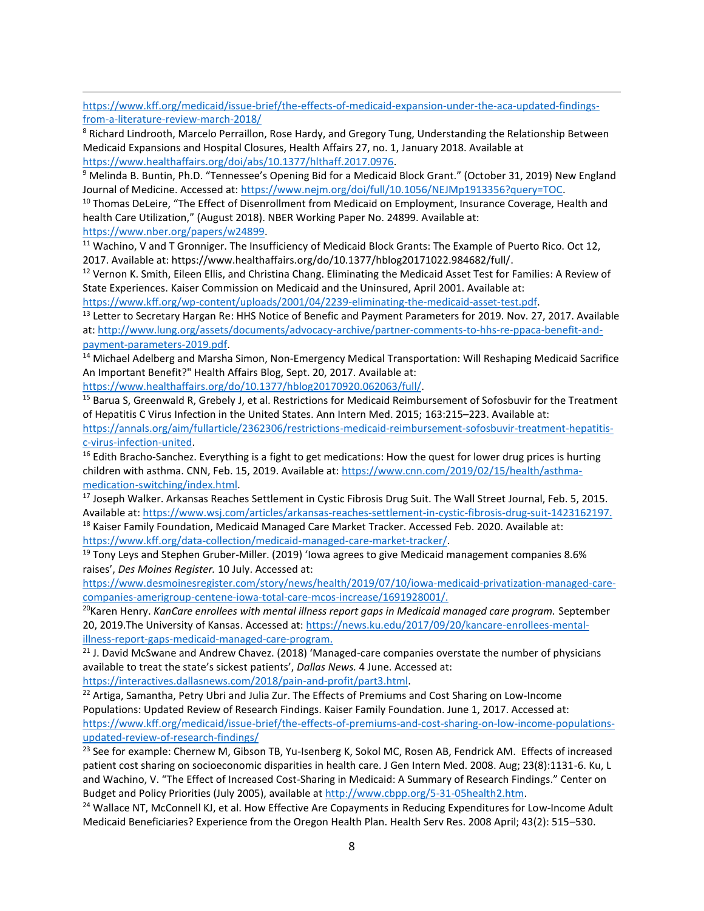https://www.kff.org/medicaid/issue-brief/the-effects-of-medicaid-expansion-under-the-aca-updated-findings-from-a-literature-review-march-2018/

[8] Richard Lindrooth, Marcelo Perraillon, Rose Hardy, and Gregory Tung, Understanding the Relationship Between Medicaid Expansions and Hospital Closures, Health Affairs 27, no. 1, January 2018. Available at https://www.healthaffairs.org/doi/abs/10.1377/hlthaff.2017.0976.

[9] Melinda B. Buntin, Ph.D. "Tennessee's Opening Bid for a Medicaid Block Grant." (October 31, 2019) New England Journal of Medicine. Accessed at: https://www.nejm.org/doi/full/10.1056/NEJMp1913356?query=TOC.

[10] Thomas DeLeire, "The Effect of Disenrollment from Medicaid on Employment, Insurance Coverage, Health and health Care Utilization," (August 2018). NBER Working Paper No. 24899. Available at: https://www.nber.org/papers/w24899.

[11] Wachino, V and T Gronniger. The Insufficiency of Medicaid Block Grants: The Example of Puerto Rico. Oct 12, 2017. Available at: https://www.healthaffairs.org/do/10.1377/hblog20171022.984682/full/.

[12] Vernon K. Smith, Eileen Ellis, and Christina Chang. Eliminating the Medicaid Asset Test for Families: A Review of State Experiences. Kaiser Commission on Medicaid and the Uninsured, April 2001. Available at: https://www.kff.org/wp-content/uploads/2001/04/2239-eliminating-the-medicaid-asset-test.pdf.

[13] Letter to Secretary Hargan Re: HHS Notice of Benefic and Payment Parameters for 2019. Nov. 27, 2017. Available at: http://www.lung.org/assets/documents/advocacy-archive/partner-comments-to-hhs-re-ppaca-benefit-and-payment-parameters-2019.pdf.

[14] Michael Adelberg and Marsha Simon, Non-Emergency Medical Transportation: Will Reshaping Medicaid Sacrifice An Important Benefit?" Health Affairs Blog, Sept. 20, 2017. Available at: https://www.healthaffairs.org/do/10.1377/hblog20170920.062063/full/.

[15] Barua S, Greenwald R, Grebely J, et al. Restrictions for Medicaid Reimbursement of Sofosbuvir for the Treatment of Hepatitis C Virus Infection in the United States. Ann Intern Med. 2015; 163:215–223. Available at: https://annals.org/aim/fullarticle/2362306/restrictions-medicaid-reimbursement-sofosbuvir-treatment-hepatitis-c-virus-infection-united.

[16] Edith Bracho-Sanchez. Everything is a fight to get medications: How the quest for lower drug prices is hurting children with asthma. CNN, Feb. 15, 2019. Available at: https://www.cnn.com/2019/02/15/health/asthma-medication-switching/index.html.

[17] Joseph Walker. Arkansas Reaches Settlement in Cystic Fibrosis Drug Suit. The Wall Street Journal, Feb. 5, 2015. Available at: https://www.wsj.com/articles/arkansas-reaches-settlement-in-cystic-fibrosis-drug-suit-1423162197.

[18] Kaiser Family Foundation, Medicaid Managed Care Market Tracker. Accessed Feb. 2020. Available at: https://www.kff.org/data-collection/medicaid-managed-care-market-tracker/.

[19] Tony Leys and Stephen Gruber-Miller. (2019) 'Iowa agrees to give Medicaid management companies 8.6% raises', *Des Moines Register.* 10 July. Accessed at: https://www.desmoinesregister.com/story/news/health/2019/07/10/iowa-medicaid-privatization-managed-care-companies-amerigroup-centene-iowa-total-care-mcos-increase/1691928001/.

[20] Karen Henry. *KanCare enrollees with mental illness report gaps in Medicaid managed care program.* September 20, 2019.The University of Kansas. Accessed at: https://news.ku.edu/2017/09/20/kancare-enrollees-mental-illness-report-gaps-medicaid-managed-care-program.

[21] J. David McSwane and Andrew Chavez. (2018) 'Managed-care companies overstate the number of physicians available to treat the state's sickest patients', *Dallas News.* 4 June. Accessed at: https://interactives.dallasnews.com/2018/pain-and-profit/part3.html.

[22] Artiga, Samantha, Petry Ubri and Julia Zur. The Effects of Premiums and Cost Sharing on Low-Income Populations: Updated Review of Research Findings. Kaiser Family Foundation. June 1, 2017. Accessed at: https://www.kff.org/medicaid/issue-brief/the-effects-of-premiums-and-cost-sharing-on-low-income-populations-updated-review-of-research-findings/

[23] See for example: Chernew M, Gibson TB, Yu-Isenberg K, Sokol MC, Rosen AB, Fendrick AM. Effects of increased patient cost sharing on socioeconomic disparities in health care. J Gen Intern Med. 2008. Aug; 23(8):1131-6. Ku, L and Wachino, V. "The Effect of Increased Cost-Sharing in Medicaid: A Summary of Research Findings." Center on Budget and Policy Priorities (July 2005), available at http://www.cbpp.org/5-31-05health2.htm.

[24] Wallace NT, McConnell KJ, et al. How Effective Are Copayments in Reducing Expenditures for Low-Income Adult Medicaid Beneficiaries? Experience from the Oregon Health Plan. Health Serv Res. 2008 April; 43(2): 515–530.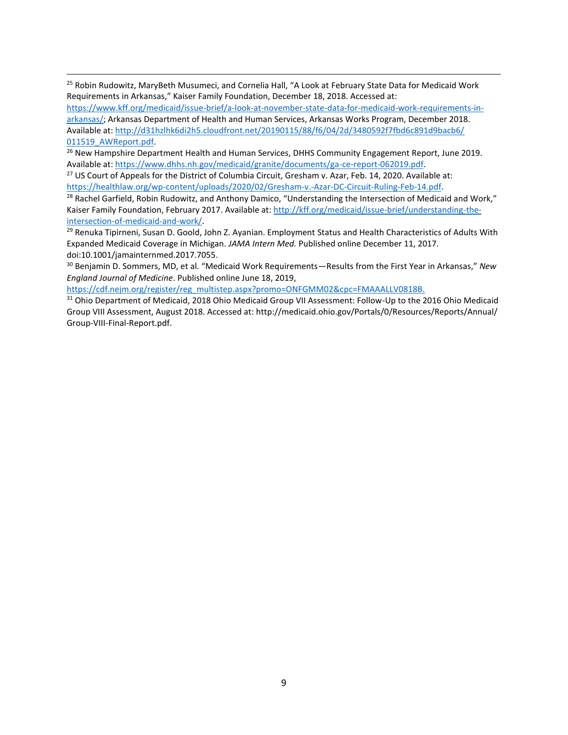[25] Robin Rudowitz, MaryBeth Musumeci, and Cornelia Hall, “A Look at February State Data for Medicaid Work Requirements in Arkansas,” Kaiser Family Foundation, December 18, 2018. Accessed at: https://www.kff.org/medicaid/issue-brief/a-look-at-november-state-data-for-medicaid-work-requirements-in-arkansas/; Arkansas Department of Health and Human Services, Arkansas Works Program, December 2018. Available at: http://d31hzlhk6di2h5.cloudfront.net/20190115/88/f6/04/2d/3480592f7fbd6c891d9bacb6/011519_AWReport.pdf.

[26] New Hampshire Department Health and Human Services, DHHS Community Engagement Report, June 2019. Available at: https://www.dhhs.nh.gov/medicaid/granite/documents/ga-ce-report-062019.pdf.

[27] US Court of Appeals for the District of Columbia Circuit, Gresham v. Azar, Feb. 14, 2020. Available at: https://healthlaw.org/wp-content/uploads/2020/02/Gresham-v.-Azar-DC-Circuit-Ruling-Feb-14.pdf.

[28] Rachel Garfield, Robin Rudowitz, and Anthony Damico, “Understanding the Intersection of Medicaid and Work,” Kaiser Family Foundation, February 2017. Available at: http://kff.org/medicaid/issue-brief/understanding-the-intersection-of-medicaid-and-work/.

[29] Renuka Tipirneni, Susan D. Goold, John Z. Ayanian. Employment Status and Health Characteristics of Adults With Expanded Medicaid Coverage in Michigan. *JAMA Intern Med.* Published online December 11, 2017. doi:10.1001/jamainternmed.2017.7055.

[30] Benjamin D. Sommers, MD, et al. “Medicaid Work Requirements—Results from the First Year in Arkansas,” *New England Journal of Medicine*. Published online June 18, 2019, https://cdf.nejm.org/register/reg_multistep.aspx?promo=ONFGMM02&cpc=FMAAALLV0818B.

[31] Ohio Department of Medicaid, 2018 Ohio Medicaid Group VII Assessment: Follow-Up to the 2016 Ohio Medicaid Group VIII Assessment, August 2018. Accessed at: http://medicaid.ohio.gov/Portals/0/Resources/Reports/Annual/Group-VIII-Final-Report.pdf.